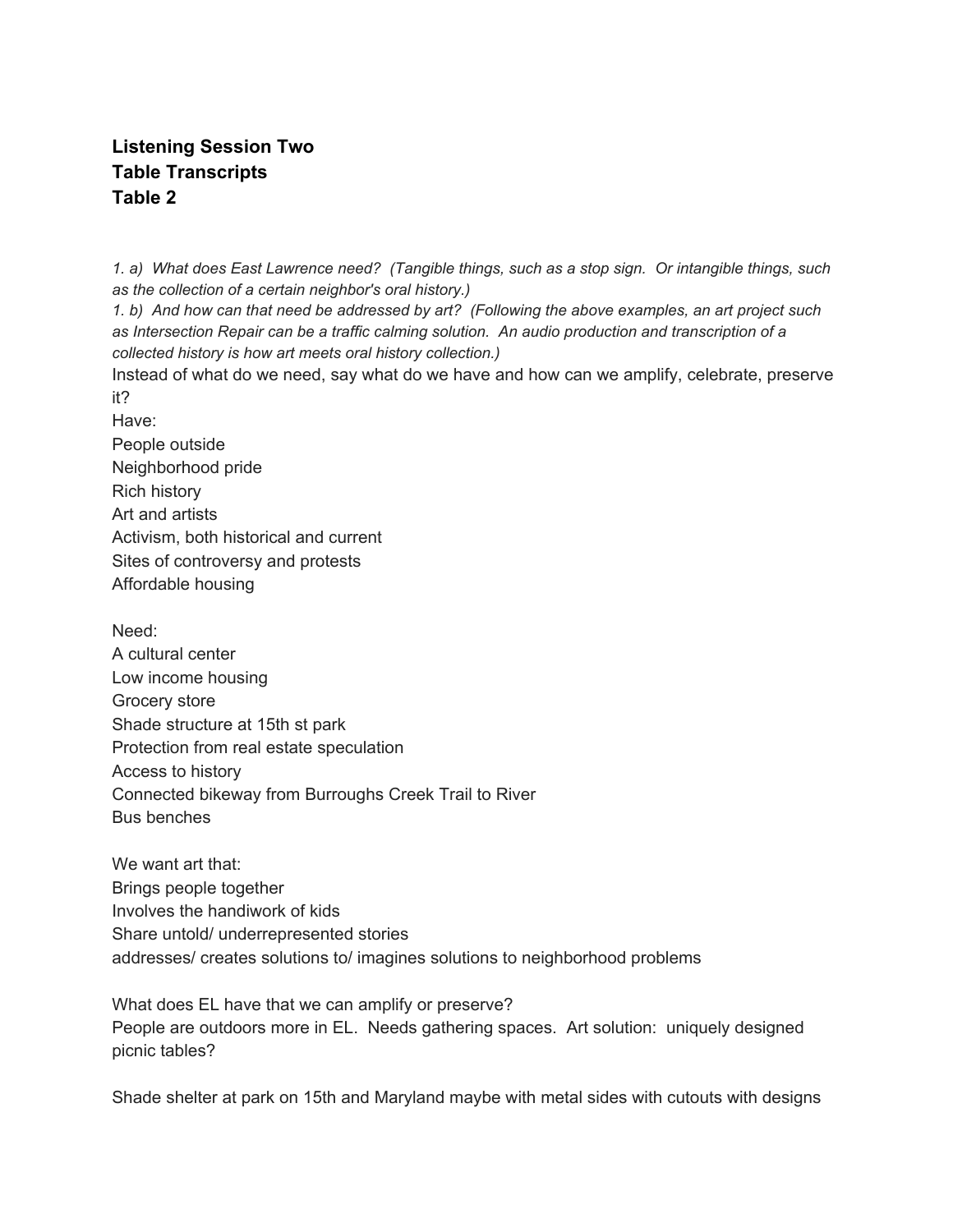**Listening Session Two**
**Table Transcripts**
**Table 2**

*1. a)  What does East Lawrence need?  (Tangible things, such as a stop sign.  Or intangible things, such as the collection of a certain neighbor's oral history.)*
*1. b)  And how can that need be addressed by art?  (Following the above examples, an art project such as Intersection Repair can be a traffic calming solution.  An audio production and transcription of a collected history is how art meets oral history collection.)*

Instead of what do we need, say what do we have and how can we amplify, celebrate, preserve it?

Have:
People outside
Neighborhood pride
Rich history
Art and artists
Activism, both historical and current
Sites of controversy and protests
Affordable housing

Need:
A cultural center
Low income housing
Grocery store
Shade structure at 15th st park
Protection from real estate speculation
Access to history
Connected bikeway from Burroughs Creek Trail to River
Bus benches

We want art that:
Brings people together
Involves the handiwork of kids
Share untold/ underrepresented stories
addresses/ creates solutions to/ imagines solutions to neighborhood problems

What does EL have that we can amplify or preserve?
People are outdoors more in EL.  Needs gathering spaces.  Art solution:  uniquely designed picnic tables?

Shade shelter at park on 15th and Maryland maybe with metal sides with cutouts with designs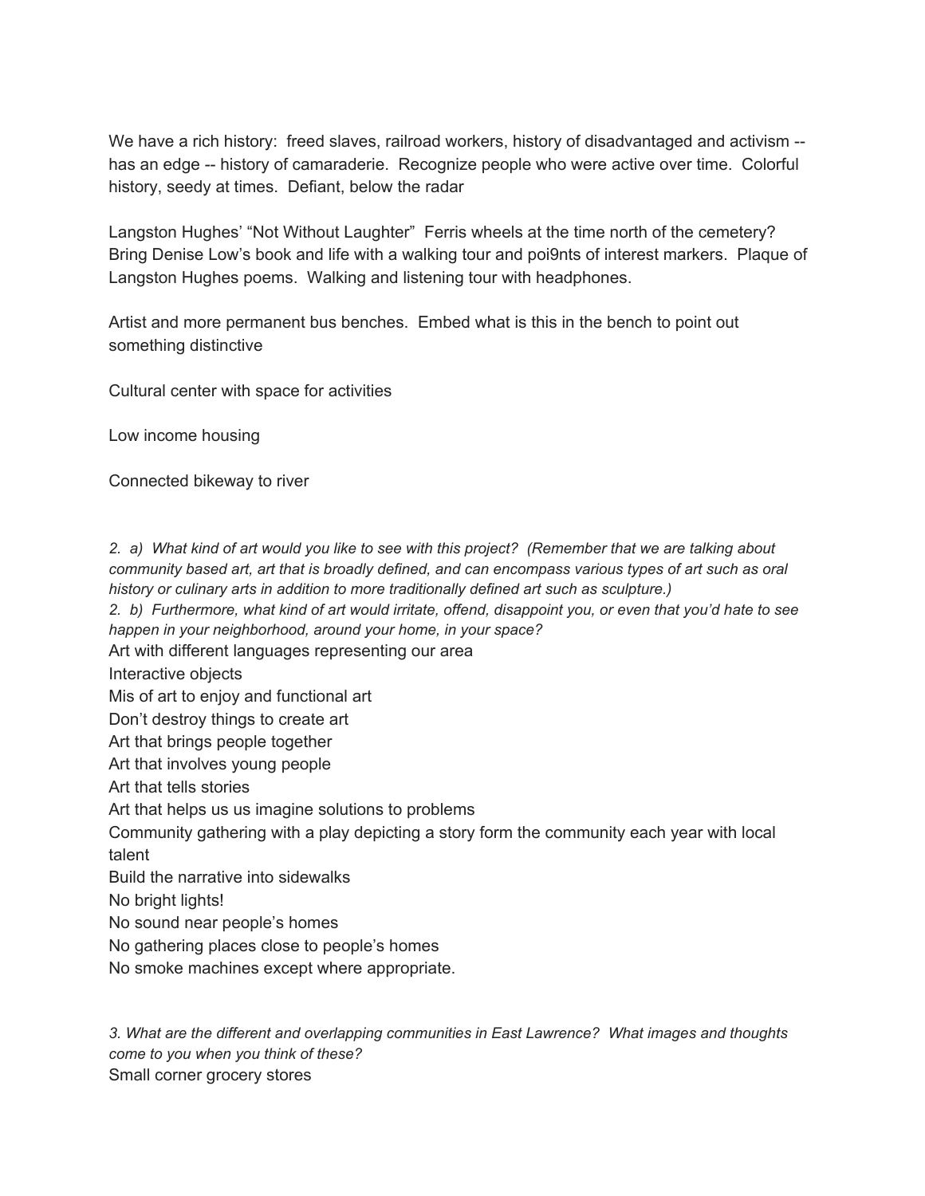We have a rich history: freed slaves, railroad workers, history of disadvantaged and activism -- has an edge -- history of camaraderie. Recognize people who were active over time. Colorful history, seedy at times. Defiant, below the radar

Langston Hughes' "Not Without Laughter" Ferris wheels at the time north of the cemetery? Bring Denise Low's book and life with a walking tour and poi9nts of interest markers. Plaque of Langston Hughes poems. Walking and listening tour with headphones.

Artist and more permanent bus benches. Embed what is this in the bench to point out something distinctive

Cultural center with space for activities

Low income housing

Connected bikeway to river

*2. a) What kind of art would you like to see with this project? (Remember that we are talking about community based art, art that is broadly defined, and can encompass various types of art such as oral history or culinary arts in addition to more traditionally defined art such as sculpture.)*
*2. b) Furthermore, what kind of art would irritate, offend, disappoint you, or even that you'd hate to see happen in your neighborhood, around your home, in your space?*

Art with different languages representing our area
Interactive objects
Mis of art to enjoy and functional art
Don't destroy things to create art
Art that brings people together
Art that involves young people
Art that tells stories
Art that helps us us imagine solutions to problems
Community gathering with a play depicting a story form the community each year with local talent
Build the narrative into sidewalks
No bright lights!
No sound near people's homes
No gathering places close to people's homes
No smoke machines except where appropriate.

*3. What are the different and overlapping communities in East Lawrence? What images and thoughts come to you when you think of these?*

Small corner grocery stores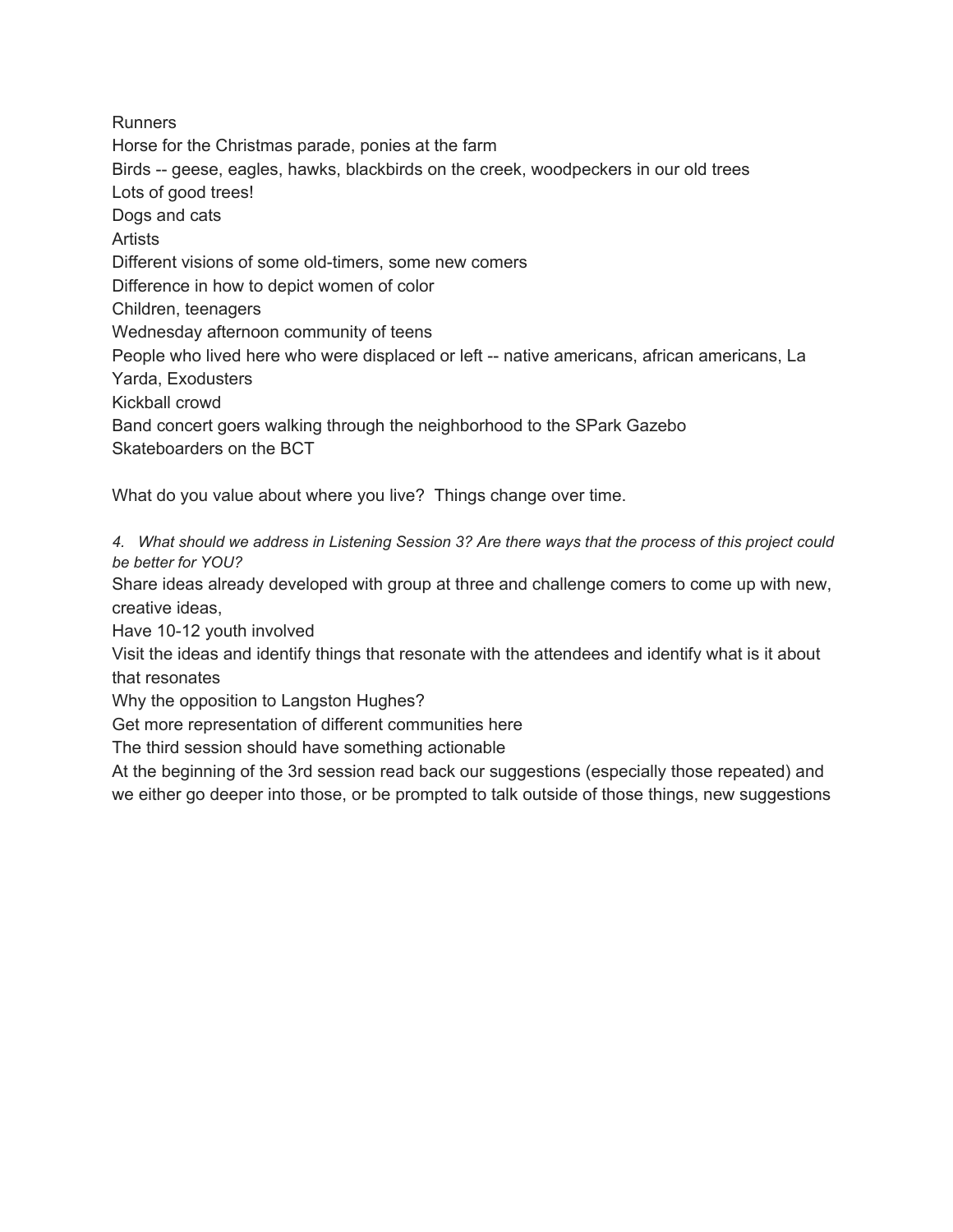Runners
Horse for the Christmas parade, ponies at the farm
Birds -- geese, eagles, hawks, blackbirds on the creek, woodpeckers in our old trees
Lots of good trees!
Dogs and cats
Artists
Different visions of some old-timers, some new comers
Difference in how to depict women of color
Children, teenagers
Wednesday afternoon community of teens
People who lived here who were displaced or left -- native americans, african americans, La Yarda, Exodusters
Kickball crowd
Band concert goers walking through the neighborhood to the SPark Gazebo
Skateboarders on the BCT

What do you value about where you live? Things change over time.

*4. What should we address in Listening Session 3? Are there ways that the process of this project could be better for YOU?*

Share ideas already developed with group at three and challenge comers to come up with new, creative ideas,
Have 10-12 youth involved
Visit the ideas and identify things that resonate with the attendees and identify what is it about that resonates
Why the opposition to Langston Hughes?
Get more representation of different communities here
The third session should have something actionable
At the beginning of the 3rd session read back our suggestions (especially those repeated) and we either go deeper into those, or be prompted to talk outside of those things, new suggestions